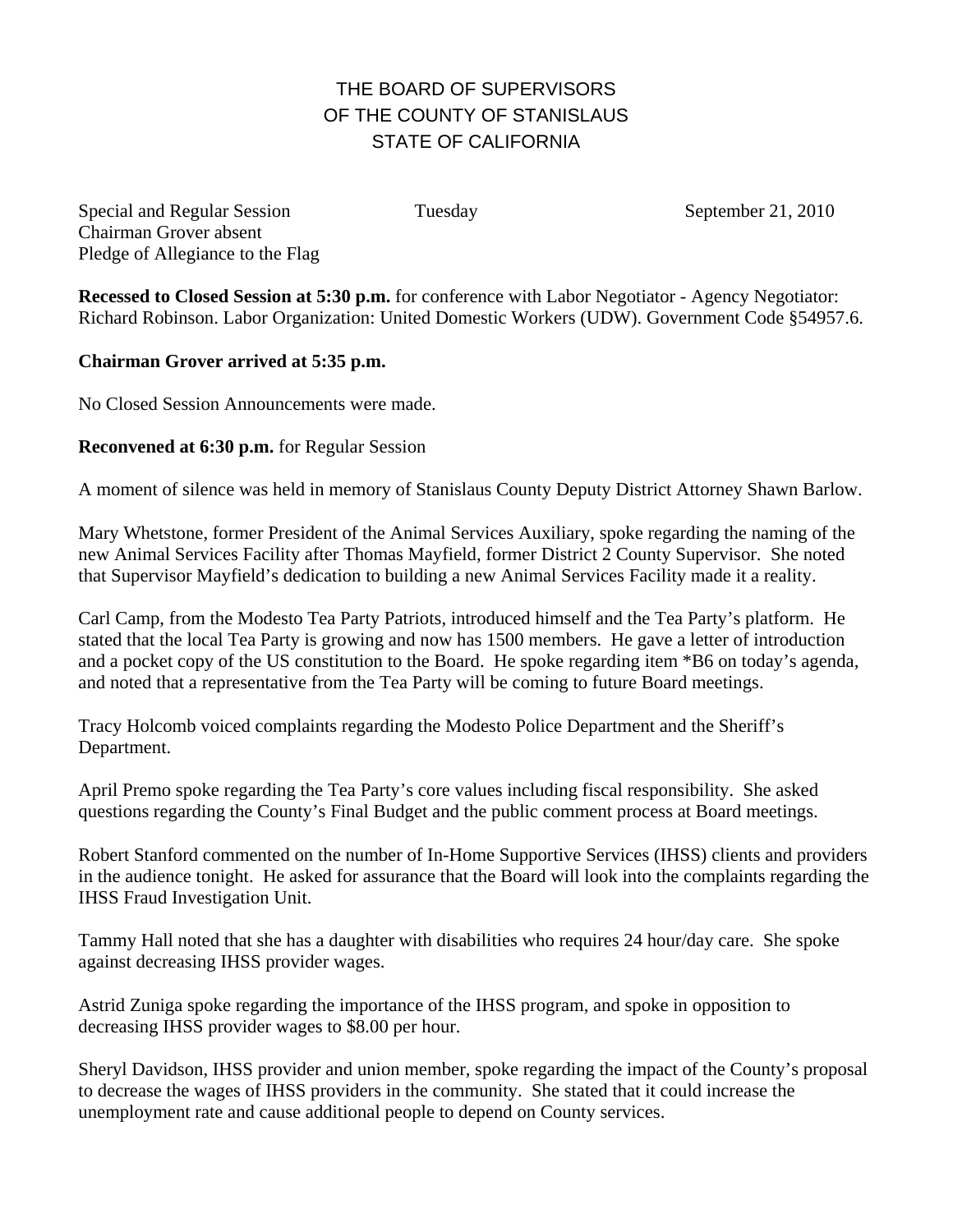# THE BOARD OF SUPERVISORS
# OF THE COUNTY OF STANISLAUS
# STATE OF CALIFORNIA

Special and Regular Session Tuesday September 21, 2010
Chairman Grover absent
Pledge of Allegiance to the Flag

**Recessed to Closed Session at 5:30 p.m.** for conference with Labor Negotiator - Agency Negotiator: Richard Robinson. Labor Organization: United Domestic Workers (UDW). Government Code §54957.6.

**Chairman Grover arrived at 5:35 p.m.**

No Closed Session Announcements were made.

**Reconvened at 6:30 p.m.** for Regular Session

A moment of silence was held in memory of Stanislaus County Deputy District Attorney Shawn Barlow.

Mary Whetstone, former President of the Animal Services Auxiliary, spoke regarding the naming of the new Animal Services Facility after Thomas Mayfield, former District 2 County Supervisor. She noted that Supervisor Mayfield's dedication to building a new Animal Services Facility made it a reality.

Carl Camp, from the Modesto Tea Party Patriots, introduced himself and the Tea Party's platform. He stated that the local Tea Party is growing and now has 1500 members. He gave a letter of introduction and a pocket copy of the US constitution to the Board. He spoke regarding item *B6 on today's agenda, and noted that a representative from the Tea Party will be coming to future Board meetings.

Tracy Holcomb voiced complaints regarding the Modesto Police Department and the Sheriff's Department.

April Premo spoke regarding the Tea Party's core values including fiscal responsibility. She asked questions regarding the County's Final Budget and the public comment process at Board meetings.

Robert Stanford commented on the number of In-Home Supportive Services (IHSS) clients and providers in the audience tonight. He asked for assurance that the Board will look into the complaints regarding the IHSS Fraud Investigation Unit.

Tammy Hall noted that she has a daughter with disabilities who requires 24 hour/day care. She spoke against decreasing IHSS provider wages.

Astrid Zuniga spoke regarding the importance of the IHSS program, and spoke in opposition to decreasing IHSS provider wages to $8.00 per hour.

Sheryl Davidson, IHSS provider and union member, spoke regarding the impact of the County's proposal to decrease the wages of IHSS providers in the community. She stated that it could increase the unemployment rate and cause additional people to depend on County services.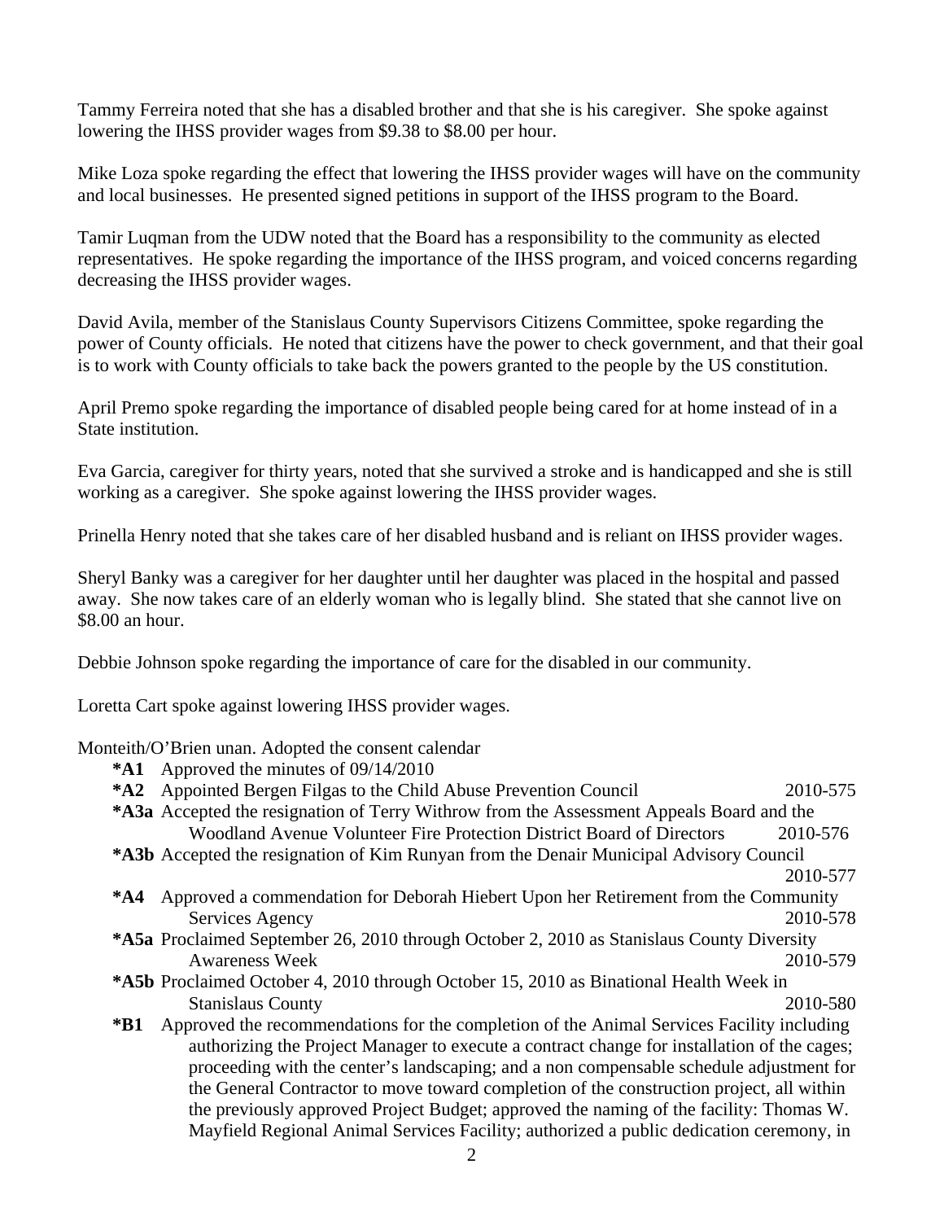Tammy Ferreira noted that she has a disabled brother and that she is his caregiver. She spoke against lowering the IHSS provider wages from $9.38 to $8.00 per hour.

Mike Loza spoke regarding the effect that lowering the IHSS provider wages will have on the community and local businesses. He presented signed petitions in support of the IHSS program to the Board.

Tamir Luqman from the UDW noted that the Board has a responsibility to the community as elected representatives. He spoke regarding the importance of the IHSS program, and voiced concerns regarding decreasing the IHSS provider wages.

David Avila, member of the Stanislaus County Supervisors Citizens Committee, spoke regarding the power of County officials. He noted that citizens have the power to check government, and that their goal is to work with County officials to take back the powers granted to the people by the US constitution.

April Premo spoke regarding the importance of disabled people being cared for at home instead of in a State institution.

Eva Garcia, caregiver for thirty years, noted that she survived a stroke and is handicapped and she is still working as a caregiver. She spoke against lowering the IHSS provider wages.

Prinella Henry noted that she takes care of her disabled husband and is reliant on IHSS provider wages.

Sheryl Banky was a caregiver for her daughter until her daughter was placed in the hospital and passed away. She now takes care of an elderly woman who is legally blind. She stated that she cannot live on $8.00 an hour.

Debbie Johnson spoke regarding the importance of care for the disabled in our community.

Loretta Cart spoke against lowering IHSS provider wages.

Monteith/O'Brien unan. Adopted the consent calendar

- **\*A1** Approved the minutes of 09/14/2010
- **\*A2** Appointed Bergen Filgas to the Child Abuse Prevention Council 2010-575
- **\*A3a** Accepted the resignation of Terry Withrow from the Assessment Appeals Board and the Woodland Avenue Volunteer Fire Protection District Board of Directors 2010-576
- **\*A3b** Accepted the resignation of Kim Runyan from the Denair Municipal Advisory Council 2010-577
- **\*A4** Approved a commendation for Deborah Hiebert Upon her Retirement from the Community Services Agency 2010-578
- **\*A5a** Proclaimed September 26, 2010 through October 2, 2010 as Stanislaus County Diversity Awareness Week 2010-579
- **\*A5b** Proclaimed October 4, 2010 through October 15, 2010 as Binational Health Week in Stanislaus County 2010-580
- **\*B1** Approved the recommendations for the completion of the Animal Services Facility including authorizing the Project Manager to execute a contract change for installation of the cages; proceeding with the center's landscaping; and a non compensable schedule adjustment for the General Contractor to move toward completion of the construction project, all within the previously approved Project Budget; approved the naming of the facility: Thomas W. Mayfield Regional Animal Services Facility; authorized a public dedication ceremony, in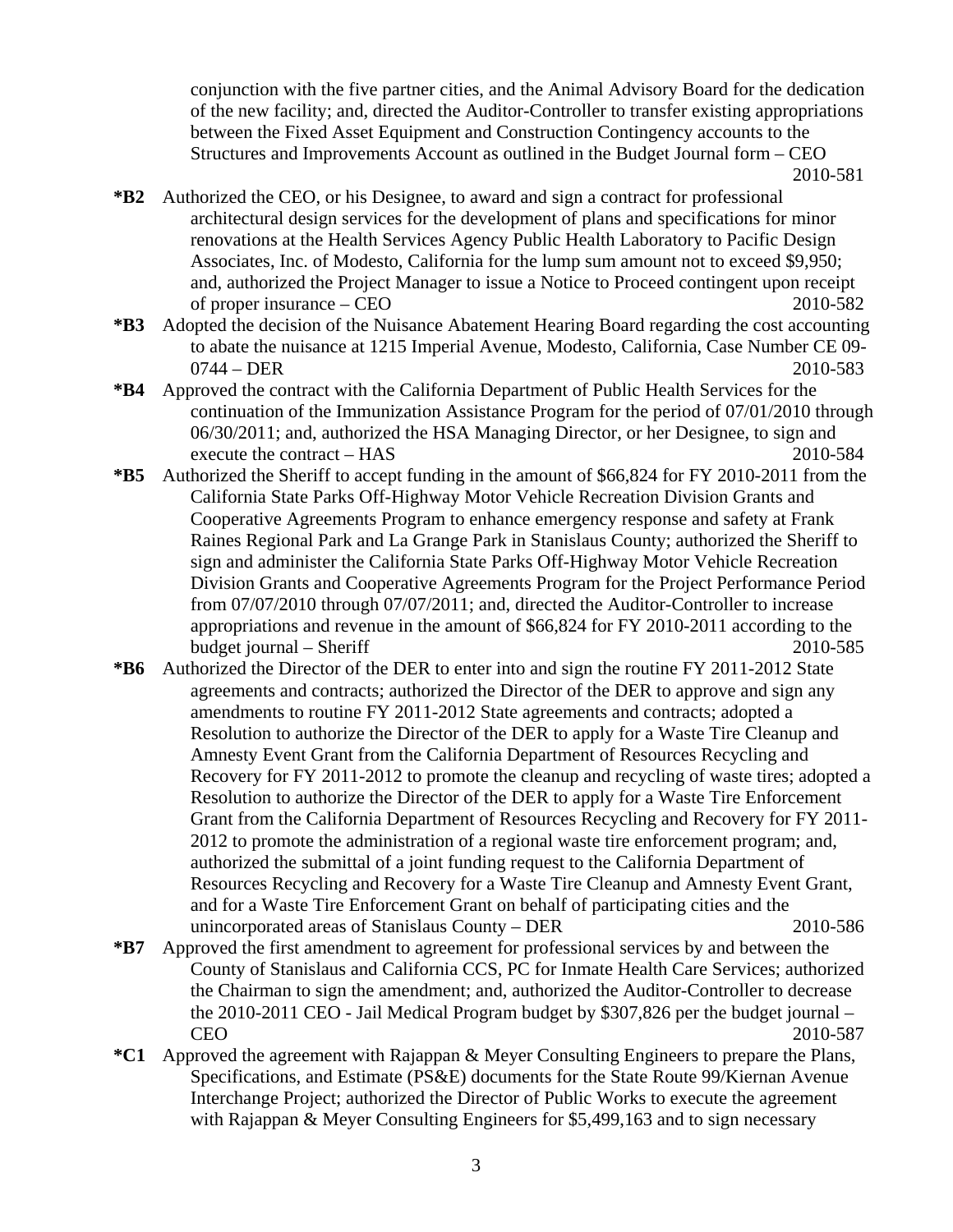conjunction with the five partner cities, and the Animal Advisory Board for the dedication of the new facility; and, directed the Auditor-Controller to transfer existing appropriations between the Fixed Asset Equipment and Construction Contingency accounts to the Structures and Improvements Account as outlined in the Budget Journal form – CEO 2010-581

**\*B2** Authorized the CEO, or his Designee, to award and sign a contract for professional architectural design services for the development of plans and specifications for minor renovations at the Health Services Agency Public Health Laboratory to Pacific Design Associates, Inc. of Modesto, California for the lump sum amount not to exceed $9,950; and, authorized the Project Manager to issue a Notice to Proceed contingent upon receipt of proper insurance – CEO 2010-582

**\*B3** Adopted the decision of the Nuisance Abatement Hearing Board regarding the cost accounting to abate the nuisance at 1215 Imperial Avenue, Modesto, California, Case Number CE 09-0744 – DER 2010-583

**\*B4** Approved the contract with the California Department of Public Health Services for the continuation of the Immunization Assistance Program for the period of 07/01/2010 through 06/30/2011; and, authorized the HSA Managing Director, or her Designee, to sign and execute the contract – HAS 2010-584

**\*B5** Authorized the Sheriff to accept funding in the amount of $66,824 for FY 2010-2011 from the California State Parks Off-Highway Motor Vehicle Recreation Division Grants and Cooperative Agreements Program to enhance emergency response and safety at Frank Raines Regional Park and La Grange Park in Stanislaus County; authorized the Sheriff to sign and administer the California State Parks Off-Highway Motor Vehicle Recreation Division Grants and Cooperative Agreements Program for the Project Performance Period from 07/07/2010 through 07/07/2011; and, directed the Auditor-Controller to increase appropriations and revenue in the amount of $66,824 for FY 2010-2011 according to the budget journal – Sheriff 2010-585

**\*B6** Authorized the Director of the DER to enter into and sign the routine FY 2011-2012 State agreements and contracts; authorized the Director of the DER to approve and sign any amendments to routine FY 2011-2012 State agreements and contracts; adopted a Resolution to authorize the Director of the DER to apply for a Waste Tire Cleanup and Amnesty Event Grant from the California Department of Resources Recycling and Recovery for FY 2011-2012 to promote the cleanup and recycling of waste tires; adopted a Resolution to authorize the Director of the DER to apply for a Waste Tire Enforcement Grant from the California Department of Resources Recycling and Recovery for FY 2011-2012 to promote the administration of a regional waste tire enforcement program; and, authorized the submittal of a joint funding request to the California Department of Resources Recycling and Recovery for a Waste Tire Cleanup and Amnesty Event Grant, and for a Waste Tire Enforcement Grant on behalf of participating cities and the unincorporated areas of Stanislaus County – DER 2010-586

**\*B7** Approved the first amendment to agreement for professional services by and between the County of Stanislaus and California CCS, PC for Inmate Health Care Services; authorized the Chairman to sign the amendment; and, authorized the Auditor-Controller to decrease the 2010-2011 CEO - Jail Medical Program budget by $307,826 per the budget journal – CEO 2010-587

**\*C1** Approved the agreement with Rajappan & Meyer Consulting Engineers to prepare the Plans, Specifications, and Estimate (PS&E) documents for the State Route 99/Kiernan Avenue Interchange Project; authorized the Director of Public Works to execute the agreement with Rajappan & Meyer Consulting Engineers for $5,499,163 and to sign necessary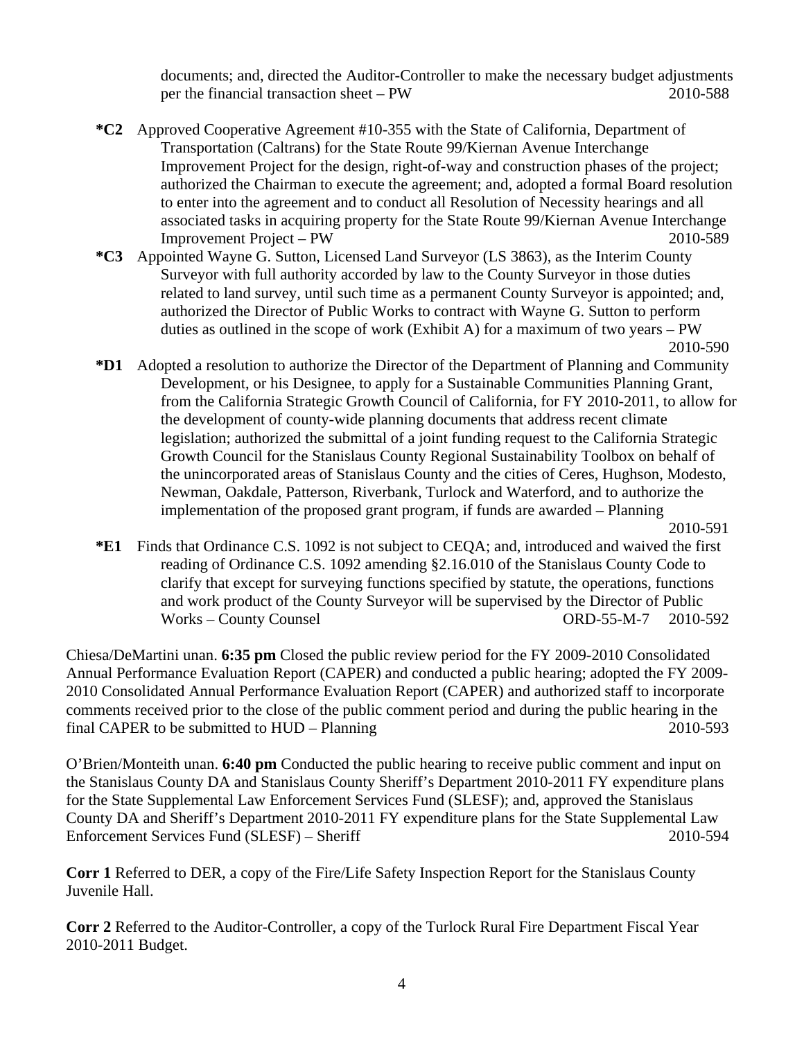documents; and, directed the Auditor-Controller to make the necessary budget adjustments per the financial transaction sheet – PW 2010-588

**\*C2** Approved Cooperative Agreement #10-355 with the State of California, Department of Transportation (Caltrans) for the State Route 99/Kiernan Avenue Interchange Improvement Project for the design, right-of-way and construction phases of the project; authorized the Chairman to execute the agreement; and, adopted a formal Board resolution to enter into the agreement and to conduct all Resolution of Necessity hearings and all associated tasks in acquiring property for the State Route 99/Kiernan Avenue Interchange Improvement Project – PW 2010-589

**\*C3** Appointed Wayne G. Sutton, Licensed Land Surveyor (LS 3863), as the Interim County Surveyor with full authority accorded by law to the County Surveyor in those duties related to land survey, until such time as a permanent County Surveyor is appointed; and, authorized the Director of Public Works to contract with Wayne G. Sutton to perform duties as outlined in the scope of work (Exhibit A) for a maximum of two years – PW 2010-590

**\*D1** Adopted a resolution to authorize the Director of the Department of Planning and Community Development, or his Designee, to apply for a Sustainable Communities Planning Grant, from the California Strategic Growth Council of California, for FY 2010-2011, to allow for the development of county-wide planning documents that address recent climate legislation; authorized the submittal of a joint funding request to the California Strategic Growth Council for the Stanislaus County Regional Sustainability Toolbox on behalf of the unincorporated areas of Stanislaus County and the cities of Ceres, Hughson, Modesto, Newman, Oakdale, Patterson, Riverbank, Turlock and Waterford, and to authorize the implementation of the proposed grant program, if funds are awarded – Planning 2010-591

**\*E1** Finds that Ordinance C.S. 1092 is not subject to CEQA; and, introduced and waived the first reading of Ordinance C.S. 1092 amending §2.16.010 of the Stanislaus County Code to clarify that except for surveying functions specified by statute, the operations, functions and work product of the County Surveyor will be supervised by the Director of Public Works – County Counsel ORD-55-M-7 2010-592

Chiesa/DeMartini unan. **6:35 pm** Closed the public review period for the FY 2009-2010 Consolidated Annual Performance Evaluation Report (CAPER) and conducted a public hearing; adopted the FY 2009-2010 Consolidated Annual Performance Evaluation Report (CAPER) and authorized staff to incorporate comments received prior to the close of the public comment period and during the public hearing in the final CAPER to be submitted to HUD – Planning 2010-593

O'Brien/Monteith unan. **6:40 pm** Conducted the public hearing to receive public comment and input on the Stanislaus County DA and Stanislaus County Sheriff's Department 2010-2011 FY expenditure plans for the State Supplemental Law Enforcement Services Fund (SLESF); and, approved the Stanislaus County DA and Sheriff's Department 2010-2011 FY expenditure plans for the State Supplemental Law Enforcement Services Fund (SLESF) – Sheriff 2010-594

**Corr 1** Referred to DER, a copy of the Fire/Life Safety Inspection Report for the Stanislaus County Juvenile Hall.

**Corr 2** Referred to the Auditor-Controller, a copy of the Turlock Rural Fire Department Fiscal Year 2010-2011 Budget.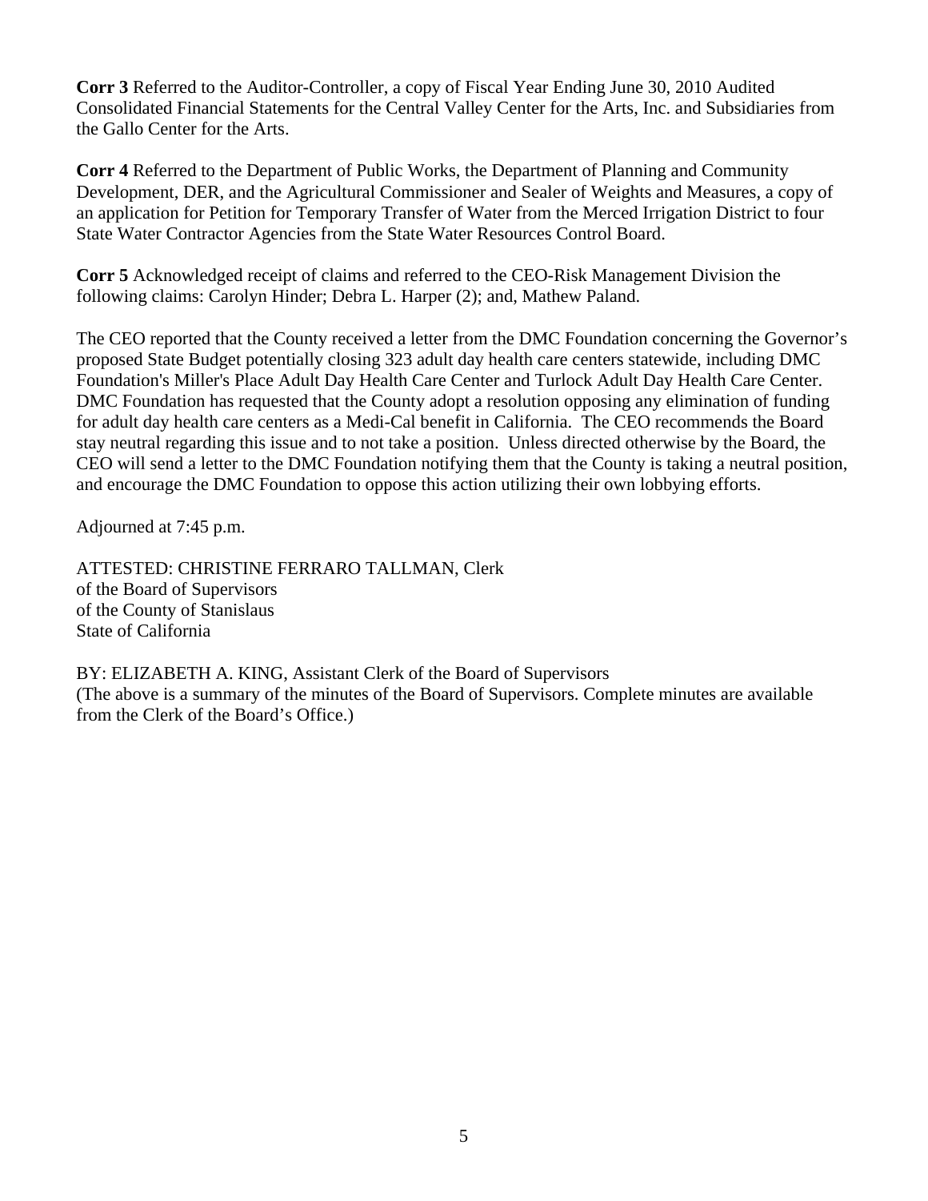**Corr 3** Referred to the Auditor-Controller, a copy of Fiscal Year Ending June 30, 2010 Audited Consolidated Financial Statements for the Central Valley Center for the Arts, Inc. and Subsidiaries from the Gallo Center for the Arts.

**Corr 4** Referred to the Department of Public Works, the Department of Planning and Community Development, DER, and the Agricultural Commissioner and Sealer of Weights and Measures, a copy of an application for Petition for Temporary Transfer of Water from the Merced Irrigation District to four State Water Contractor Agencies from the State Water Resources Control Board.

**Corr 5** Acknowledged receipt of claims and referred to the CEO-Risk Management Division the following claims: Carolyn Hinder; Debra L. Harper (2); and, Mathew Paland.

The CEO reported that the County received a letter from the DMC Foundation concerning the Governor's proposed State Budget potentially closing 323 adult day health care centers statewide, including DMC Foundation's Miller's Place Adult Day Health Care Center and Turlock Adult Day Health Care Center. DMC Foundation has requested that the County adopt a resolution opposing any elimination of funding for adult day health care centers as a Medi-Cal benefit in California. The CEO recommends the Board stay neutral regarding this issue and to not take a position. Unless directed otherwise by the Board, the CEO will send a letter to the DMC Foundation notifying them that the County is taking a neutral position, and encourage the DMC Foundation to oppose this action utilizing their own lobbying efforts.

Adjourned at 7:45 p.m.

ATTESTED: CHRISTINE FERRARO TALLMAN, Clerk
of the Board of Supervisors
of the County of Stanislaus
State of California

BY: ELIZABETH A. KING, Assistant Clerk of the Board of Supervisors
(The above is a summary of the minutes of the Board of Supervisors. Complete minutes are available from the Clerk of the Board's Office.)